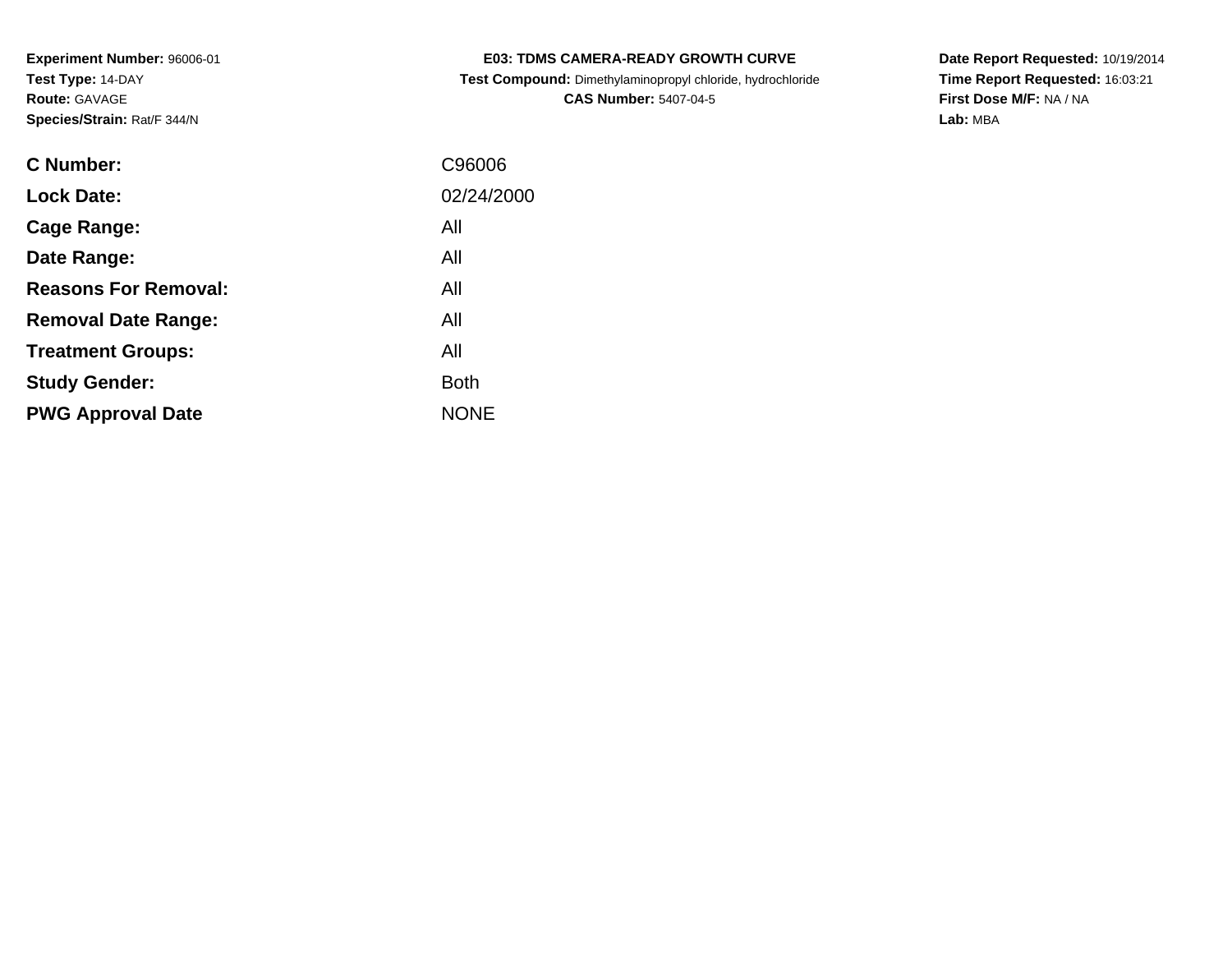**Experiment Number:** 96006-01
**Test Type:** 14-DAY
**Route:** GAVAGE
**Species/Strain:** Rat/F 344/N

**E03: TDMS CAMERA-READY GROWTH CURVE**
**Test Compound:** Dimethylaminopropyl chloride, hydrochloride
**CAS Number:** 5407-04-5

**Date Report Requested:** 10/19/2014
**Time Report Requested:** 16:03:21
**First Dose M/F:** NA / NA
**Lab:** MBA

| | |
|---|---|
| **C Number:** | C96006 |
| **Lock Date:** | 02/24/2000 |
| **Cage Range:** | All |
| **Date Range:** | All |
| **Reasons For Removal:** | All |
| **Removal Date Range:** | All |
| **Treatment Groups:** | All |
| **Study Gender:** | Both |
| **PWG Approval Date** | NONE |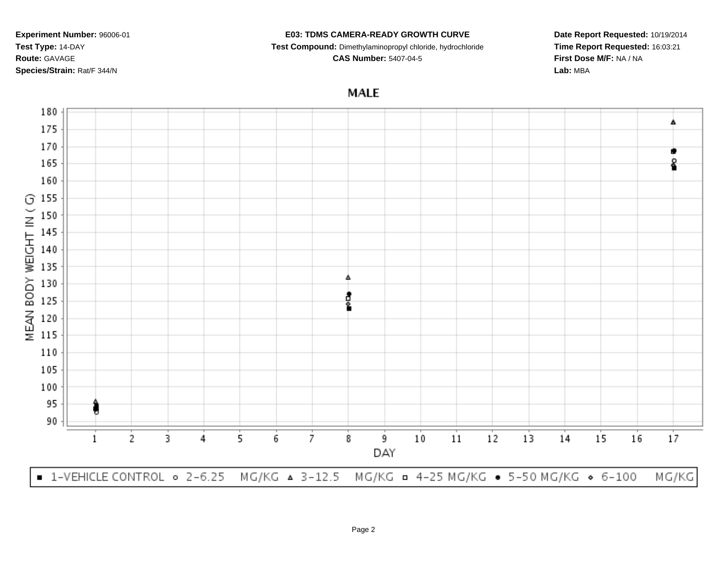**Experiment Number:** 96006-01
**Test Type:** 14-DAY
**Route:** GAVAGE
**Species/Strain:** Rat/F 344/N

**E03: TDMS CAMERA-READY GROWTH CURVE**
**Test Compound:** Dimethylaminopropyl chloride, hydrochloride
**CAS Number:** 5407-04-5

**Date Report Requested:** 10/19/2014
**Time Report Requested:** 16:03:21
**First Dose M/F:** NA / NA
**Lab:** MBA

## MALE

MEAN BODY WEIGHT IN ( G)

DAY

■ 1-VEHICLE CONTROL ○ 2-6.25 MG/KG △ 3-12.5 MG/KG □ 4-25 MG/KG ● 5-50 MG/KG ◇ 6-100 MG/KG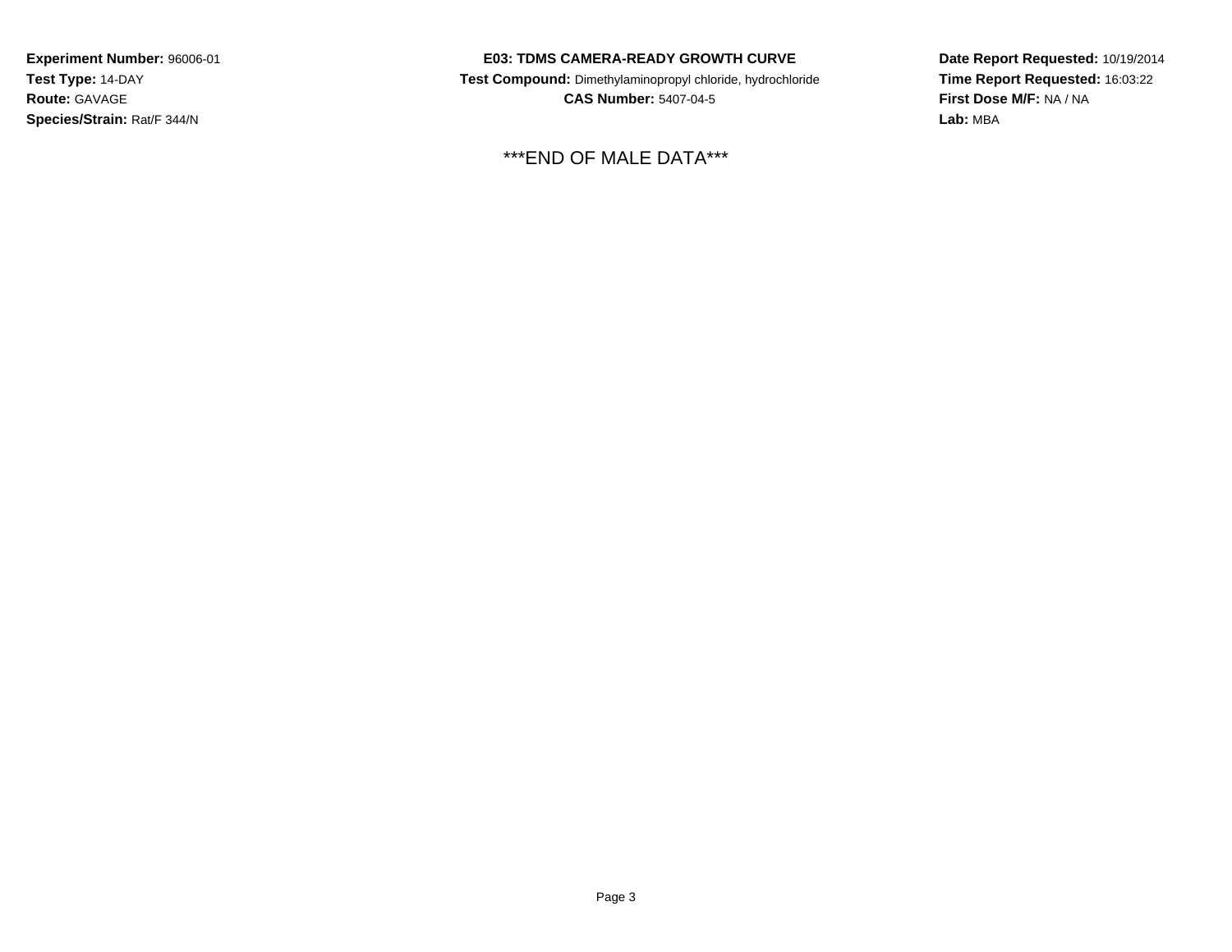**Experiment Number:** 96006-01
**Test Type:** 14-DAY
**Route:** GAVAGE
**Species/Strain:** Rat/F 344/N

**E03: TDMS CAMERA-READY GROWTH CURVE**
**Test Compound:** Dimethylaminopropyl chloride, hydrochloride
**CAS Number:** 5407-04-5

**Date Report Requested:** 10/19/2014
**Time Report Requested:** 16:03:22
**First Dose M/F:** NA / NA
**Lab:** MBA

***END OF MALE DATA***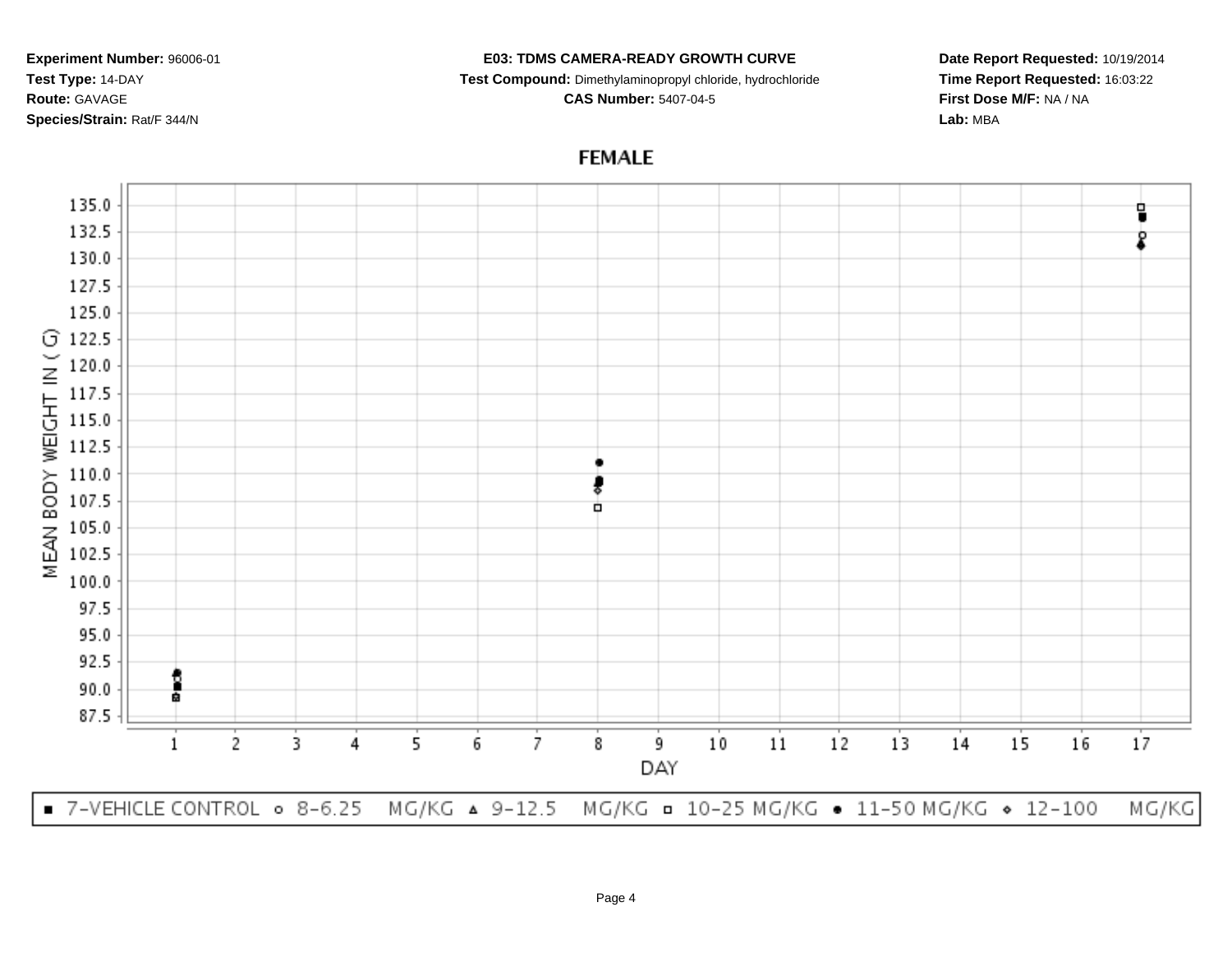**Experiment Number:** 96006-01
**Test Type:** 14-DAY
**Route:** GAVAGE
**Species/Strain:** Rat/F 344/N

**E03: TDMS CAMERA-READY GROWTH CURVE**
**Test Compound:** Dimethylaminopropyl chloride, hydrochloride
**CAS Number:** 5407-04-5

**Date Report Requested:** 10/19/2014
**Time Report Requested:** 16:03:22
**First Dose M/F:** NA / NA
**Lab:** MBA

## FEMALE

MEAN BODY WEIGHT IN ( G)

135.0, 132.5, 130.0, 127.5, 125.0, 122.5, 120.0, 117.5, 115.0, 112.5, 110.0, 107.5, 105.0, 102.5, 100.0, 97.5, 95.0, 92.5, 90.0, 87.5

DAY

1 2 3 4 5 6 7 8 9 10 11 12 13 14 15 16 17

■ 7-VEHICLE CONTROL ○ 8-6.25 MG/KG ▲ 9-12.5 MG/KG □ 10-25 MG/KG ● 11-50 MG/KG ◆ 12-100 MG/KG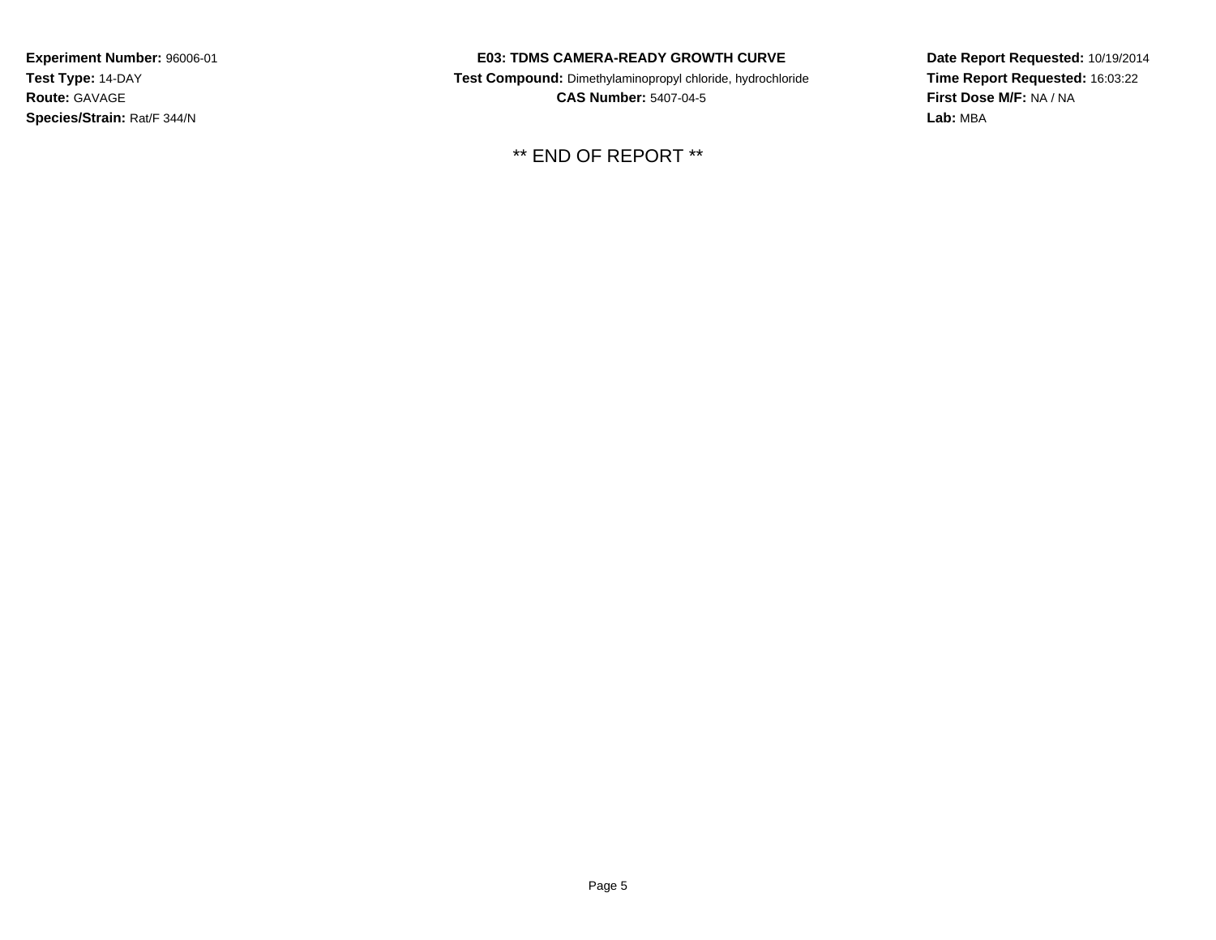**Experiment Number:** 96006-01
**Test Type:** 14-DAY
**Route:** GAVAGE
**Species/Strain:** Rat/F 344/N

**E03: TDMS CAMERA-READY GROWTH CURVE**
**Test Compound:** Dimethylaminopropyl chloride, hydrochloride
**CAS Number:** 5407-04-5

**Date Report Requested:** 10/19/2014
**Time Report Requested:** 16:03:22
**First Dose M/F:** NA / NA
**Lab:** MBA

** END OF REPORT **